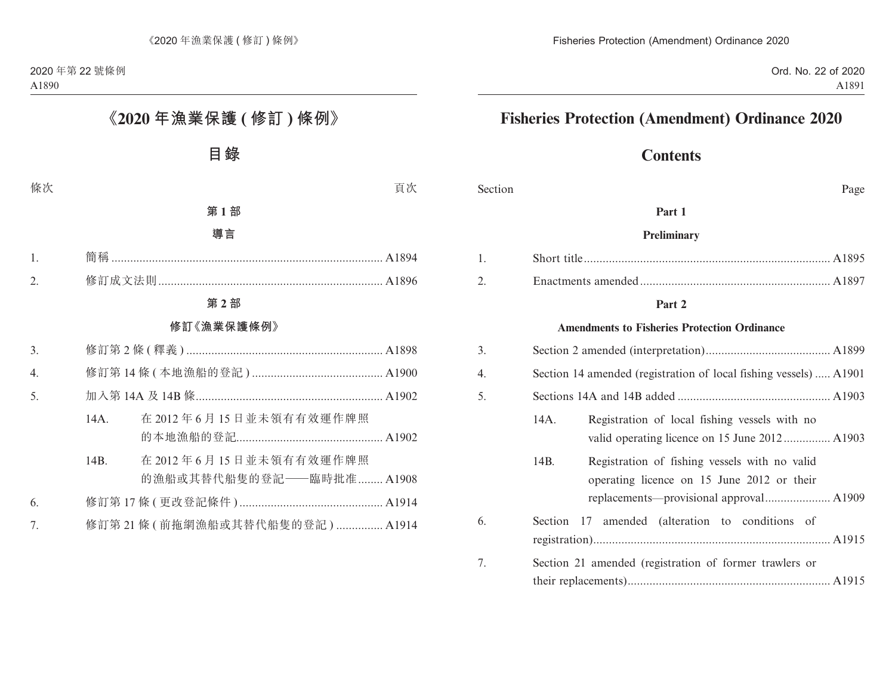# 《2020 年漁業保護 ( 修訂 ) 條例》

2020 年第 22 號條例

## 目錄

| 條次 | | 頁次 |
|---|---|---|
| | **第 1 部** | |
| | **導言** | |
| 1. | 簡稱 | A1894 |
| 2. | 修訂成文法則 | A1896 |
| | **第 2 部** | |
| | **修訂《漁業保護條例》** | |
| 3. | 修訂第 2 條 ( 釋義 ) | A1898 |
| 4. | 修訂第 14 條 ( 本地漁船的登記 ) | A1900 |
| 5. | 加入第 14A 及 14B 條 | A1902 |
| | 14A. 在 2012 年 6 月 15 日並未領有有效運作牌照的本地漁船的登記 | A1902 |
| | 14B. 在 2012 年 6 月 15 日並未領有有效運作牌照的漁船或其替代船隻的登記——臨時批准 | A1908 |
| 6. | 修訂第 17 條 ( 更改登記條件 ) | A1914 |
| 7. | 修訂第 21 條 ( 前拖網漁船或其替代船隻的登記 ) | A1914 |

# Fisheries Protection (Amendment) Ordinance 2020

Ord. No. 22 of 2020

## Contents

| Section | | Page |
|---|---|---|
| | **Part 1** | |
| | **Preliminary** | |
| 1. | Short title | A1895 |
| 2. | Enactments amended | A1897 |
| | **Part 2** | |
| | **Amendments to Fisheries Protection Ordinance** | |
| 3. | Section 2 amended (interpretation) | A1899 |
| 4. | Section 14 amended (registration of local fishing vessels) | A1901 |
| 5. | Sections 14A and 14B added | A1903 |
| | 14A. Registration of local fishing vessels with no valid operating licence on 15 June 2012 | A1903 |
| | 14B. Registration of fishing vessels with no valid operating licence on 15 June 2012 or their replacements—provisional approval | A1909 |
| 6. | Section 17 amended (alteration to conditions of registration) | A1915 |
| 7. | Section 21 amended (registration of former trawlers or their replacements) | A1915 |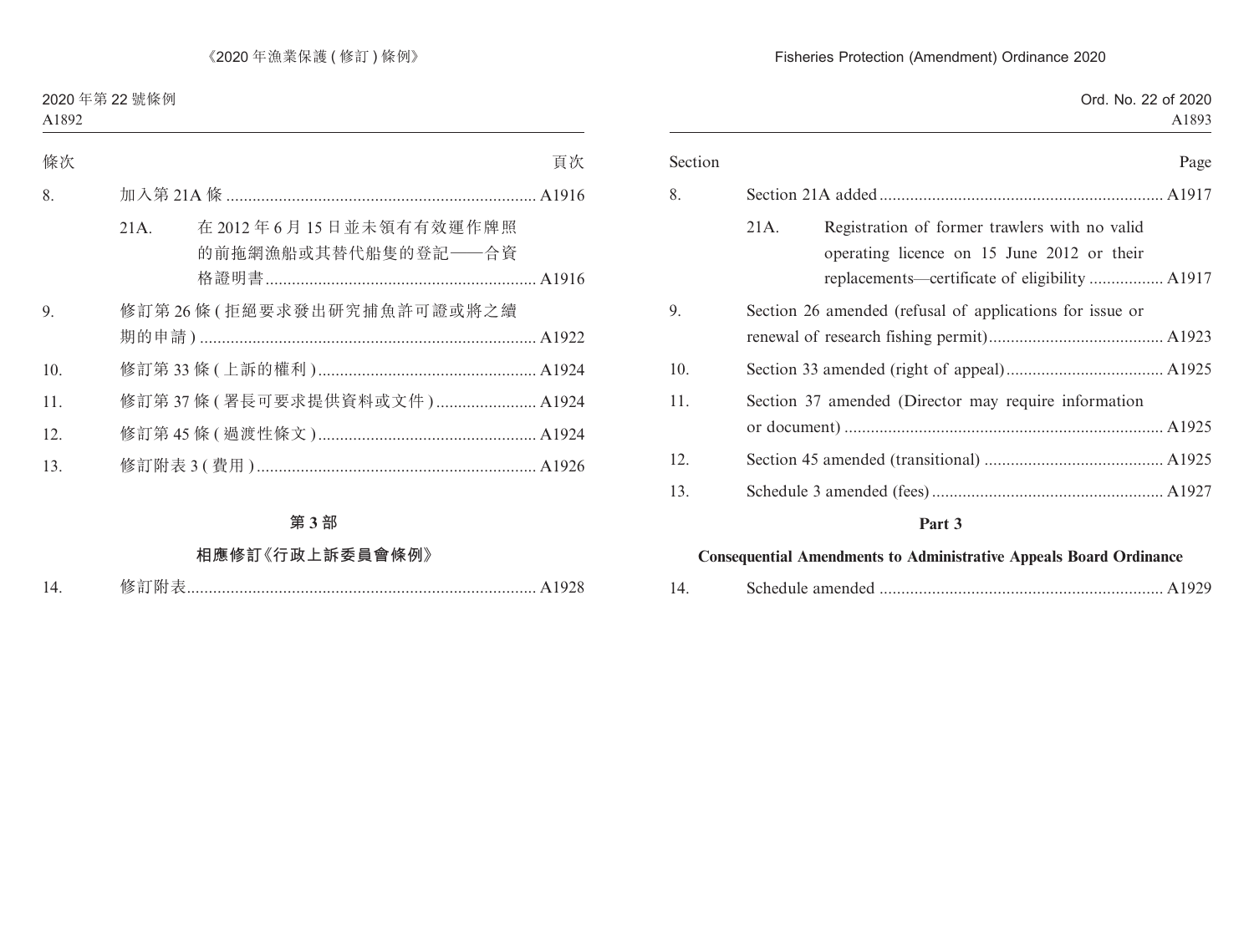| 條次 | | 頁次 |
|---|---|---|
| 8. | 加入第 21A 條 | A1916 |
| | 21A. 在 2012 年 6 月 15 日並未領有有效運作牌照的前拖網漁船或其替代船隻的登記——合資格證明書 | A1916 |
| 9. | 修訂第 26 條 (拒絕要求發出研究捕魚許可證或將之續期的申請) | A1922 |
| 10. | 修訂第 33 條 (上訴的權利) | A1924 |
| 11. | 修訂第 37 條 (署長可要求提供資料或文件) | A1924 |
| 12. | 修訂第 45 條 (過渡性條文) | A1924 |
| 13. | 修訂附表 3 (費用) | A1926 |

### 第 3 部

### 相應修訂《行政上訴委員會條例》

| | | |
|---|---|---|
| 14. | 修訂附表 | A1928 |

| Section | | Page |
|---|---|---|
| 8. | Section 21A added | A1917 |
| | 21A. Registration of former trawlers with no valid operating licence on 15 June 2012 or their replacements—certificate of eligibility | A1917 |
| 9. | Section 26 amended (refusal of applications for issue or renewal of research fishing permit) | A1923 |
| 10. | Section 33 amended (right of appeal) | A1925 |
| 11. | Section 37 amended (Director may require information or document) | A1925 |
| 12. | Section 45 amended (transitional) | A1925 |
| 13. | Schedule 3 amended (fees) | A1927 |

### Part 3

### Consequential Amendments to Administrative Appeals Board Ordinance

| | | |
|---|---|---|
| 14. | Schedule amended | A1929 |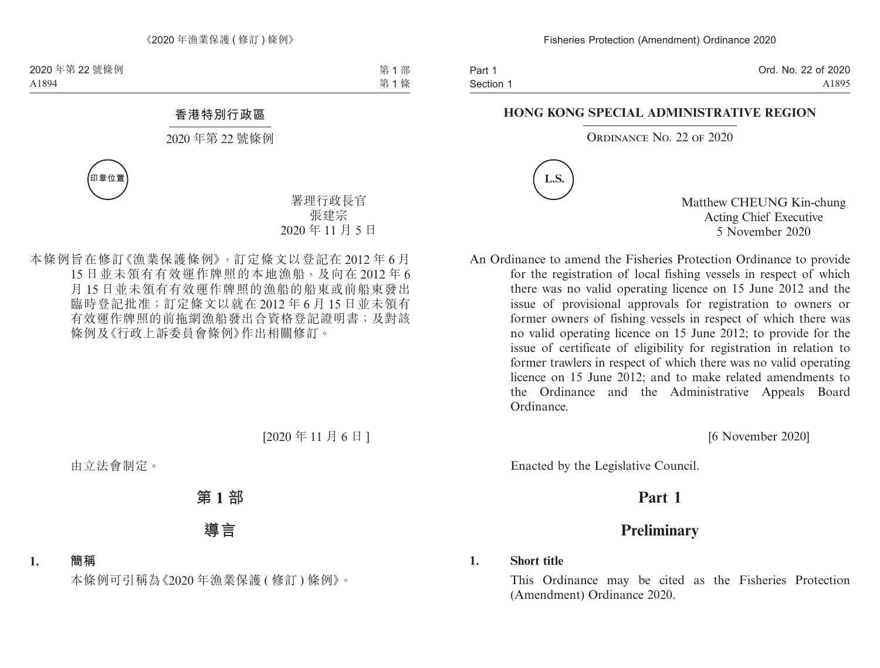香港特別行政區

2020 年第 22 號條例

印章位置

署理行政長官
張建宗
2020 年 11 月 5 日

本條例旨在修訂《漁業保護條例》，訂定條文以登記在 2012 年 6 月 15 日並未領有有效運作牌照的本地漁船，及向在 2012 年 6 月 15 日並未領有有效運作牌照的漁船的船東或前船東發出臨時登記批准；訂定條文以就在 2012 年 6 月 15 日並未領有有效運作牌照的前拖網漁船發出合資格登記證明書；及對該條例及《行政上訴委員會條例》作出相關修訂。

[2020 年 11 月 6 日]

由立法會制定。

# 第 1 部

# 導言

**1. 簡稱**

本條例可引稱為《2020 年漁業保護 ( 修訂 ) 條例》。

HONG KONG SPECIAL ADMINISTRATIVE REGION

ORDINANCE NO. 22 OF 2020

L.S.

Matthew CHEUNG Kin-chung
Acting Chief Executive
5 November 2020

An Ordinance to amend the Fisheries Protection Ordinance to provide for the registration of local fishing vessels in respect of which there was no valid operating licence on 15 June 2012 and the issue of provisional approvals for registration to owners or former owners of fishing vessels in respect of which there was no valid operating licence on 15 June 2012; to provide for the issue of certificate of eligibility for registration in relation to former trawlers in respect of which there was no valid operating licence on 15 June 2012; and to make related amendments to the Ordinance and the Administrative Appeals Board Ordinance.

[6 November 2020]

Enacted by the Legislative Council.

# Part 1

# Preliminary

**1. Short title**

This Ordinance may be cited as the Fisheries Protection (Amendment) Ordinance 2020.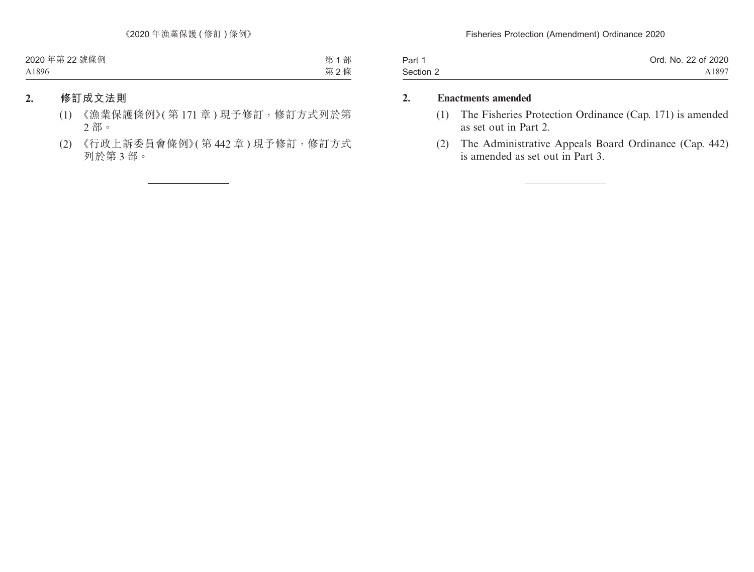## 2. 修訂成文法則

(1) 《漁業保護條例》(第 171 章) 現予修訂，修訂方式列於第 2 部。

(2) 《行政上訴委員會條例》(第 442 章) 現予修訂，修訂方式列於第 3 部。

## 2. Enactments amended

(1) The Fisheries Protection Ordinance (Cap. 171) is amended as set out in Part 2.

(2) The Administrative Appeals Board Ordinance (Cap. 442) is amended as set out in Part 3.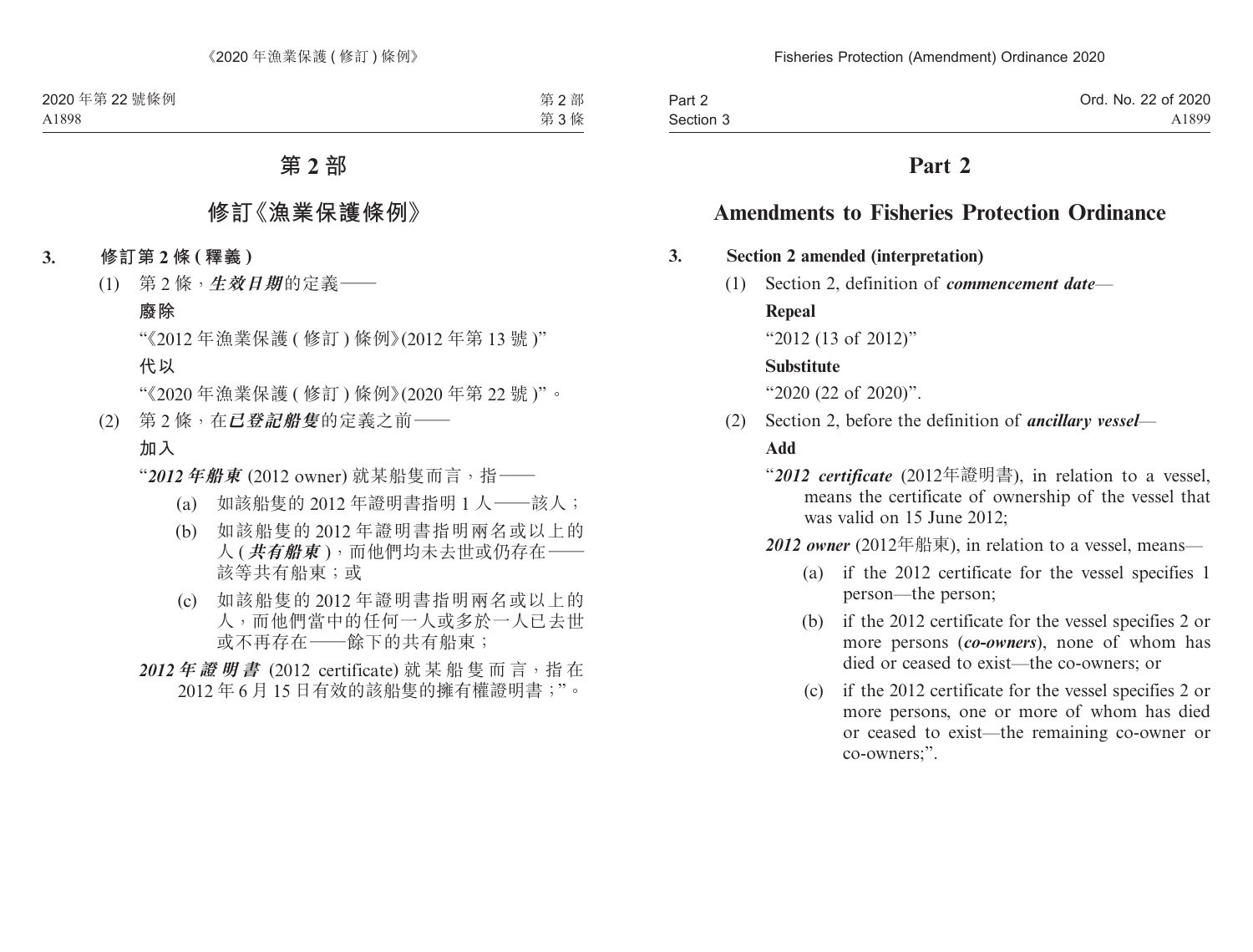# 第 2 部

## 修訂《漁業保護條例》

**3. 修訂第 2 條 (釋義)**

(1) 第 2 條，***生效日期***的定義——

**廢除**

"《2012 年漁業保護 (修訂) 條例》(2012 年第 13 號)"

**代以**

"《2020 年漁業保護 (修訂) 條例》(2020 年第 22 號)"。

(2) 第 2 條，在***已登記船隻***的定義之前——

**加入**

"***2012 年船東*** (2012 owner) 就某船隻而言，指——

(a) 如該船隻的 2012 年證明書指明 1 人——該人；

(b) 如該船隻的 2012 年證明書指明兩名或以上的人 (***共有船東***)，而他們均未去世或仍存在——該等共有船東；或

(c) 如該船隻的 2012 年證明書指明兩名或以上的人，而他們當中的任何一人或多於一人已去世或不再存在——餘下的共有船東；

***2012 年證明書*** (2012 certificate) 就某船隻而言，指在 2012 年 6 月 15 日有效的該船隻的擁有權證明書；"。

# Part 2

## Amendments to Fisheries Protection Ordinance

**3. Section 2 amended (interpretation)**

(1) Section 2, definition of ***commencement date***—

**Repeal**

"2012 (13 of 2012)"

**Substitute**

"2020 (22 of 2020)".

(2) Section 2, before the definition of ***ancillary vessel***—

**Add**

"***2012 certificate*** (2012年證明書), in relation to a vessel, means the certificate of ownership of the vessel that was valid on 15 June 2012;

***2012 owner*** (2012年船東), in relation to a vessel, means—

(a) if the 2012 certificate for the vessel specifies 1 person—the person;

(b) if the 2012 certificate for the vessel specifies 2 or more persons (***co-owners***), none of whom has died or ceased to exist—the co-owners; or

(c) if the 2012 certificate for the vessel specifies 2 or more persons, one or more of whom has died or ceased to exist—the remaining co-owner or co-owners;".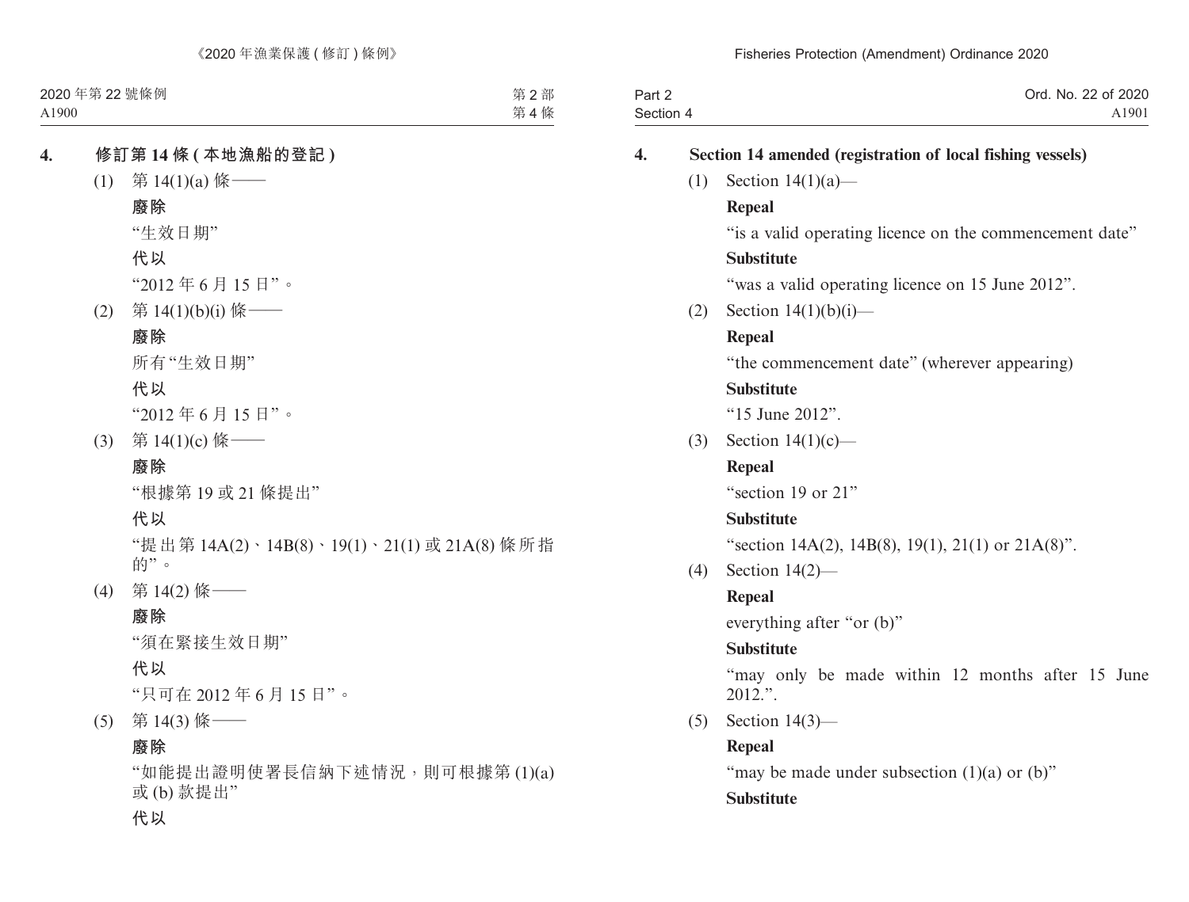**4. 修訂第 14 條 (本地漁船的登記)**

(1) 第 14(1)(a) 條——

**廢除**

“生效日期”

**代以**

“2012 年 6 月 15 日”。

(2) 第 14(1)(b)(i) 條——

**廢除**

所有“生效日期”

**代以**

“2012 年 6 月 15 日”。

(3) 第 14(1)(c) 條——

**廢除**

“根據第 19 或 21 條提出”

**代以**

“提出第 14A(2)、14B(8)、19(1)、21(1) 或 21A(8) 條所指的”。

(4) 第 14(2) 條——

**廢除**

“須在緊接生效日期”

**代以**

“只可在 2012 年 6 月 15 日”。

(5) 第 14(3) 條——

**廢除**

“如能提出證明使署長信納下述情況，則可根據第 (1)(a) 或 (b) 款提出”

**代以**

**4. Section 14 amended (registration of local fishing vessels)**

(1) Section 14(1)(a)—

**Repeal**

“is a valid operating licence on the commencement date”

**Substitute**

“was a valid operating licence on 15 June 2012”.

(2) Section 14(1)(b)(i)—

**Repeal**

“the commencement date” (wherever appearing)

**Substitute**

“15 June 2012”.

(3) Section 14(1)(c)—

**Repeal**

“section 19 or 21”

**Substitute**

“section 14A(2), 14B(8), 19(1), 21(1) or 21A(8)”.

(4) Section 14(2)—

**Repeal**

everything after “or (b)”

**Substitute**

“may only be made within 12 months after 15 June 2012.”.

(5) Section 14(3)—

**Repeal**

“may be made under subsection (1)(a) or (b)”

**Substitute**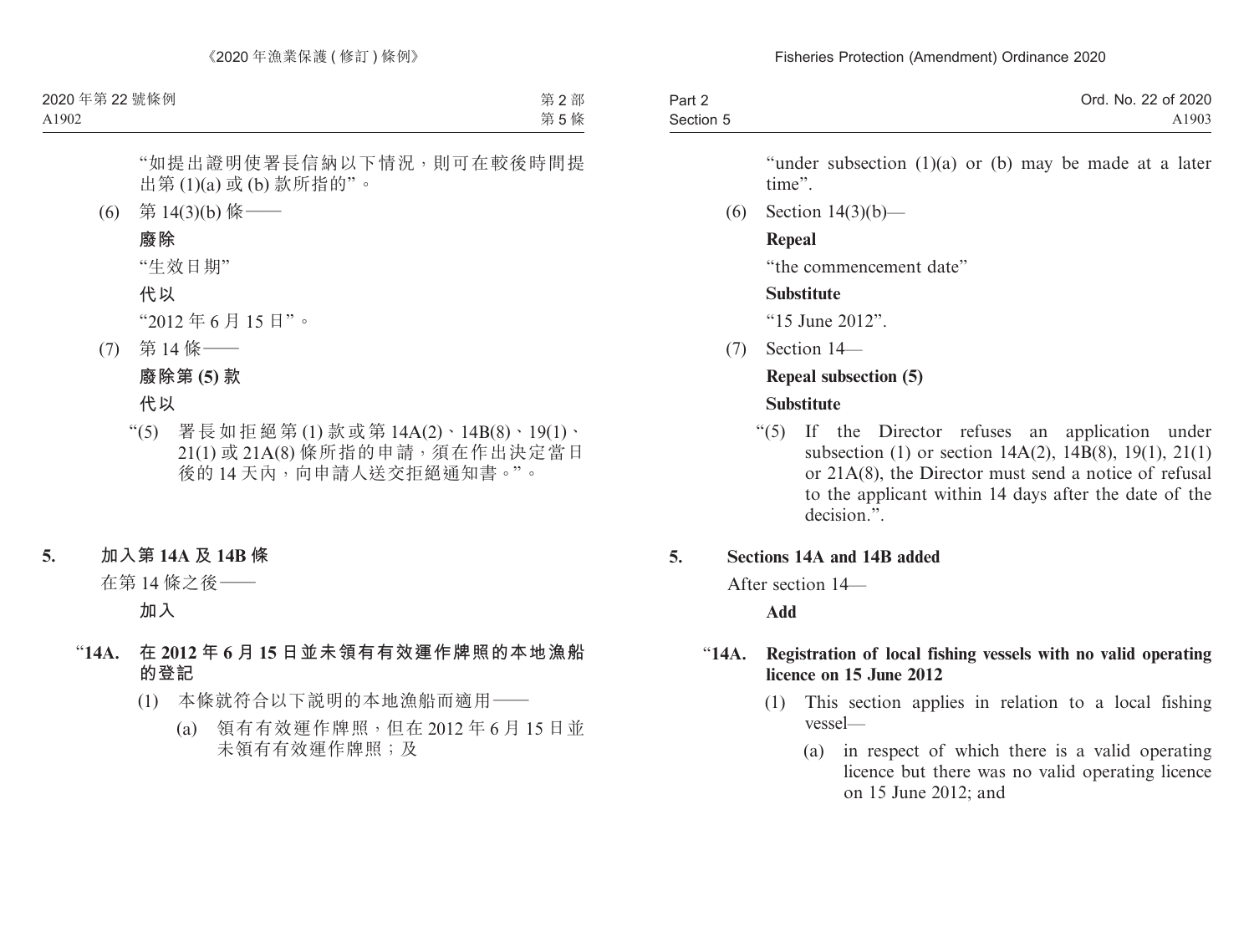"如提出證明使署長信納以下情況，則可在較後時間提出第 (1)(a) 或 (b) 款所指的"。

(6) 第 14(3)(b) 條——

**廢除**

"生效日期"

**代以**

"2012 年 6 月 15 日"。

(7) 第 14 條——

**廢除第 (5) 款**

**代以**

"(5) 署長如拒絕第 (1) 款或第 14A(2)、14B(8)、19(1)、21(1) 或 21A(8) 條所指的申請，須在作出決定當日後的 14 天內，向申請人送交拒絕通知書。"。

## 5. 加入第 14A 及 14B 條

在第 14 條之後——

**加入**

### "14A. 在 2012 年 6 月 15 日並未領有有效運作牌照的本地漁船的登記

(1) 本條就符合以下說明的本地漁船而適用——

(a) 領有有效運作牌照，但在 2012 年 6 月 15 日並未領有有效運作牌照；及

"under subsection (1)(a) or (b) may be made at a later time".

(6) Section 14(3)(b)—

**Repeal**

"the commencement date"

**Substitute**

"15 June 2012".

(7) Section 14—

**Repeal subsection (5)**

**Substitute**

"(5) If the Director refuses an application under subsection (1) or section 14A(2), 14B(8), 19(1), 21(1) or 21A(8), the Director must send a notice of refusal to the applicant within 14 days after the date of the decision.".

## 5. Sections 14A and 14B added

After section 14—

**Add**

### "14A. Registration of local fishing vessels with no valid operating licence on 15 June 2012

(1) This section applies in relation to a local fishing vessel—

(a) in respect of which there is a valid operating licence but there was no valid operating licence on 15 June 2012; and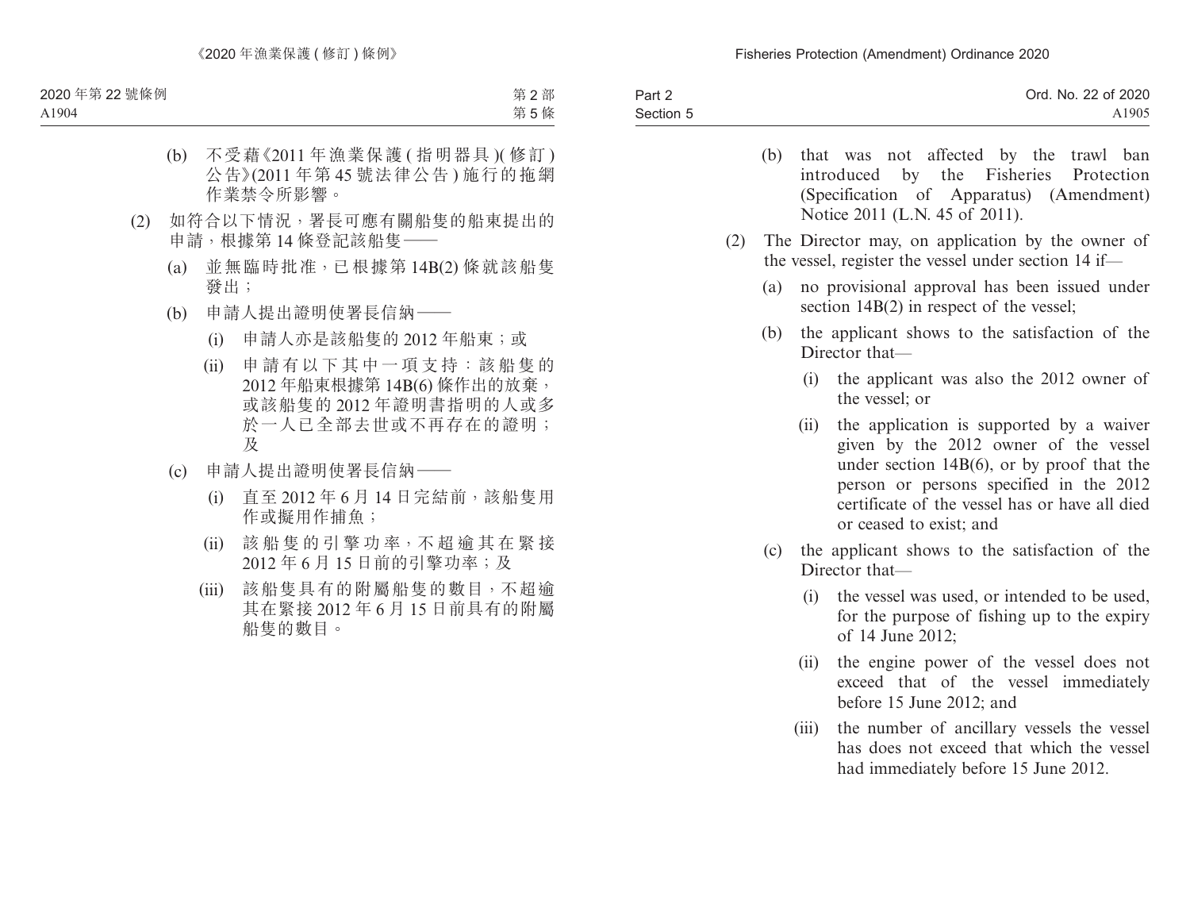(b) 不受藉《2011 年漁業保護 (指明器具)(修訂) 公告》(2011 年第 45 號法律公告) 施行的拖網作業禁令所影響。

(2) 如符合以下情況，署長可應有關船隻的船東提出的申請，根據第 14 條登記該船隻——

(a) 並無臨時批准，已根據第 14B(2) 條就該船隻發出；

(b) 申請人提出證明使署長信納——

(i) 申請人亦是該船隻的 2012 年船東；或

(ii) 申請有以下其中一項支持：該船隻的 2012 年船東根據第 14B(6) 條作出的放棄，或該船隻的 2012 年證明書指明的人或多於一人已全部去世或不再存在的證明；及

(c) 申請人提出證明使署長信納——

(i) 直至 2012 年 6 月 14 日完結前，該船隻用作或擬用作捕魚；

(ii) 該船隻的引擎功率，不超逾其在緊接 2012 年 6 月 15 日前的引擎功率；及

(iii) 該船隻具有的附屬船隻的數目，不超逾其在緊接 2012 年 6 月 15 日前具有的附屬船隻的數目。

(b) that was not affected by the trawl ban introduced by the Fisheries Protection (Specification of Apparatus) (Amendment) Notice 2011 (L.N. 45 of 2011).

(2) The Director may, on application by the owner of the vessel, register the vessel under section 14 if—

(a) no provisional approval has been issued under section 14B(2) in respect of the vessel;

(b) the applicant shows to the satisfaction of the Director that—

(i) the applicant was also the 2012 owner of the vessel; or

(ii) the application is supported by a waiver given by the 2012 owner of the vessel under section 14B(6), or by proof that the person or persons specified in the 2012 certificate of the vessel has or have all died or ceased to exist; and

(c) the applicant shows to the satisfaction of the Director that—

(i) the vessel was used, or intended to be used, for the purpose of fishing up to the expiry of 14 June 2012;

(ii) the engine power of the vessel does not exceed that of the vessel immediately before 15 June 2012; and

(iii) the number of ancillary vessels the vessel has does not exceed that which the vessel had immediately before 15 June 2012.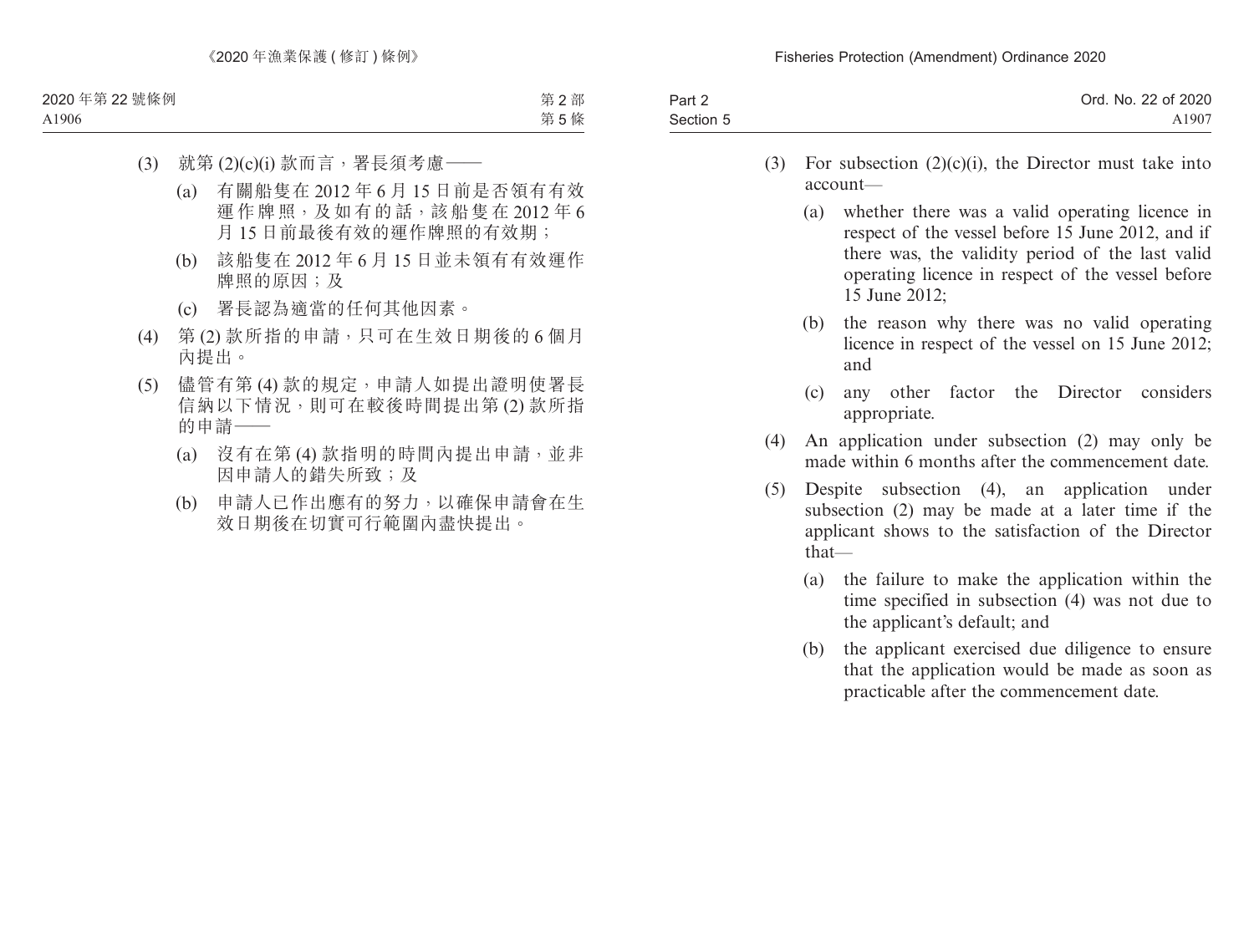(3) 就第 (2)(c)(i) 款而言，署長須考慮——

(a) 有關船隻在 2012 年 6 月 15 日前是否領有有效運作牌照，及如有的話，該船隻在 2012 年 6 月 15 日前最後有效的運作牌照的有效期；

(b) 該船隻在 2012 年 6 月 15 日並未領有有效運作牌照的原因；及

(c) 署長認為適當的任何其他因素。

(4) 第 (2) 款所指的申請，只可在生效日期後的 6 個月內提出。

(5) 儘管有第 (4) 款的規定，申請人如提出證明使署長信納以下情況，則可在較後時間提出第 (2) 款所指的申請——

(a) 沒有在第 (4) 款指明的時間內提出申請，並非因申請人的錯失所致；及

(b) 申請人已作出應有的努力，以確保申請會在生效日期後在切實可行範圍內盡快提出。

(3) For subsection (2)(c)(i), the Director must take into account—

(a) whether there was a valid operating licence in respect of the vessel before 15 June 2012, and if there was, the validity period of the last valid operating licence in respect of the vessel before 15 June 2012;

(b) the reason why there was no valid operating licence in respect of the vessel on 15 June 2012; and

(c) any other factor the Director considers appropriate.

(4) An application under subsection (2) may only be made within 6 months after the commencement date.

(5) Despite subsection (4), an application under subsection (2) may be made at a later time if the applicant shows to the satisfaction of the Director that—

(a) the failure to make the application within the time specified in subsection (4) was not due to the applicant's default; and

(b) the applicant exercised due diligence to ensure that the application would be made as soon as practicable after the commencement date.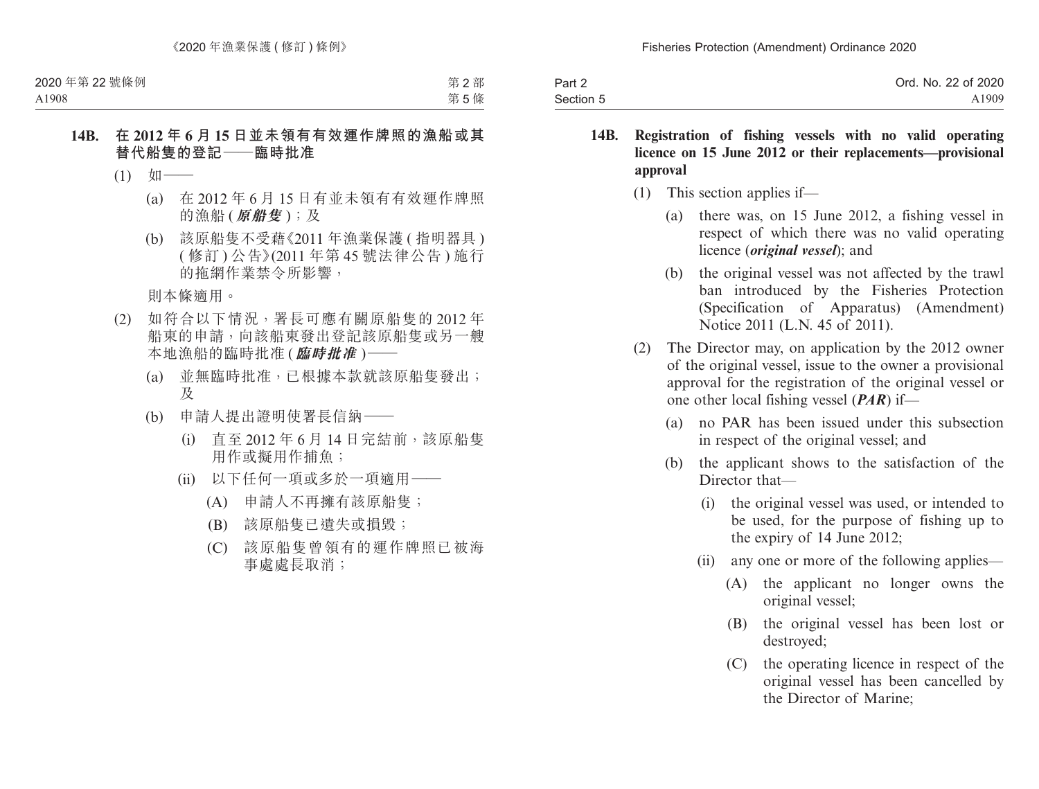**14B. 在 2012 年 6 月 15 日並未領有有效運作牌照的漁船或其替代船隻的登記——臨時批准**

(1) 如——

(a) 在 2012 年 6 月 15 日有並未領有有效運作牌照的漁船 (***原船隻***)；及

(b) 該原船隻不受藉《2011 年漁業保護 ( 指明器具 ) ( 修訂 ) 公告》(2011 年第 45 號法律公告 ) 施行的拖網作業禁令所影響，

則本條適用。

(2) 如符合以下情況，署長可應有關原船隻的 2012 年船東的申請，向該船東發出登記該原船隻或另一艘本地漁船的臨時批准 (***臨時批准***)——

(a) 並無臨時批准，已根據本款就該原船隻發出；及

(b) 申請人提出證明使署長信納——

(i) 直至 2012 年 6 月 14 日完結前，該原船隻用作或擬用作捕魚；

(ii) 以下任何一項或多於一項適用——

(A) 申請人不再擁有該原船隻；

(B) 該原船隻已遺失或損毀；

(C) 該原船隻曾領有的運作牌照已被海事處處長取消；

**14B. Registration of fishing vessels with no valid operating licence on 15 June 2012 or their replacements—provisional approval**

(1) This section applies if—

(a) there was, on 15 June 2012, a fishing vessel in respect of which there was no valid operating licence (***original vessel***); and

(b) the original vessel was not affected by the trawl ban introduced by the Fisheries Protection (Specification of Apparatus) (Amendment) Notice 2011 (L.N. 45 of 2011).

(2) The Director may, on application by the 2012 owner of the original vessel, issue to the owner a provisional approval for the registration of the original vessel or one other local fishing vessel (***PAR***) if—

(a) no PAR has been issued under this subsection in respect of the original vessel; and

(b) the applicant shows to the satisfaction of the Director that—

(i) the original vessel was used, or intended to be used, for the purpose of fishing up to the expiry of 14 June 2012;

(ii) any one or more of the following applies—

(A) the applicant no longer owns the original vessel;

(B) the original vessel has been lost or destroyed;

(C) the operating licence in respect of the original vessel has been cancelled by the Director of Marine;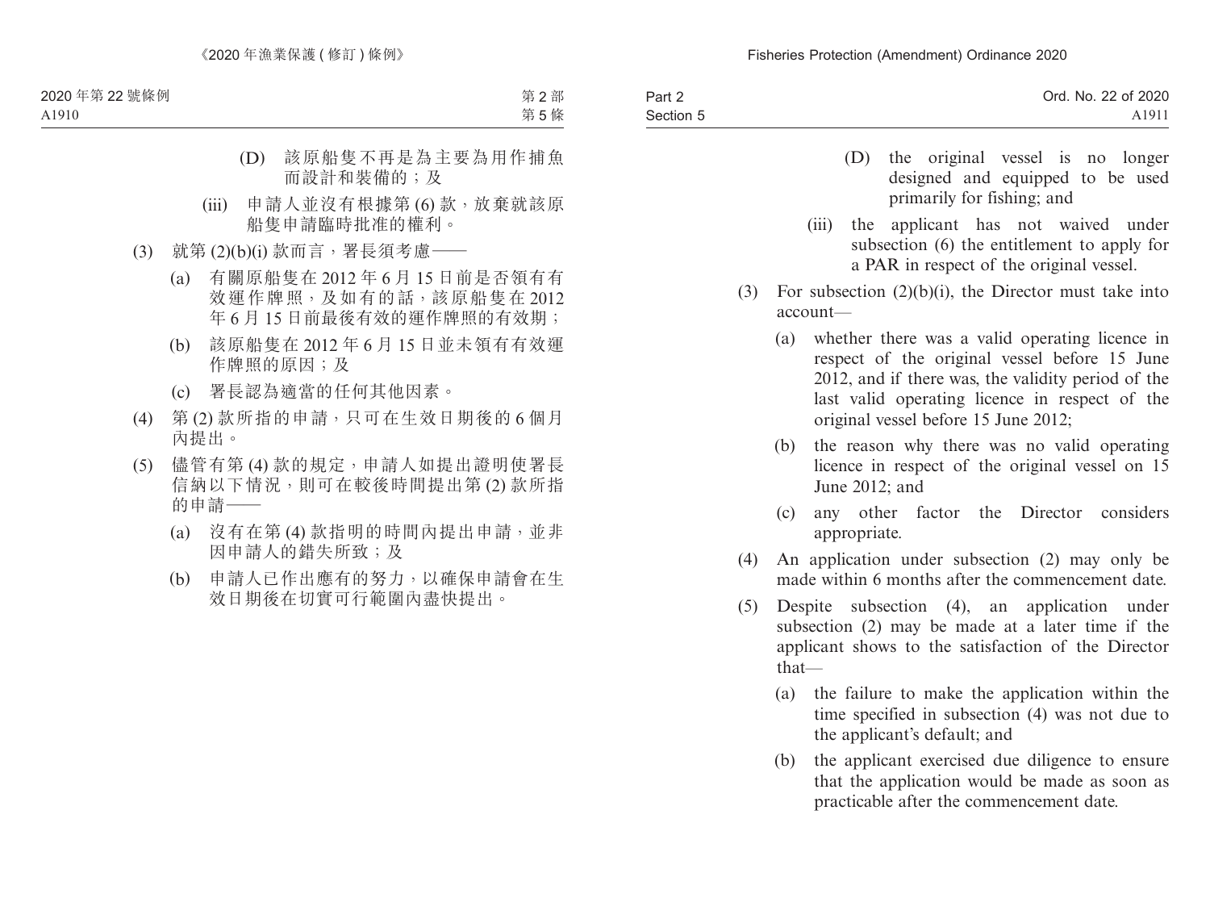(D) 該原船隻不再是為主要為用作捕魚而設計和裝備的；及

(iii) 申請人並沒有根據第 (6) 款，放棄就該原船隻申請臨時批准的權利。

(3) 就第 (2)(b)(i) 款而言，署長須考慮——

(a) 有關原船隻在 2012 年 6 月 15 日前是否領有有效運作牌照，及如有的話，該原船隻在 2012 年 6 月 15 日前最後有效的運作牌照的有效期；

(b) 該原船隻在 2012 年 6 月 15 日並未領有有效運作牌照的原因；及

(c) 署長認為適當的任何其他因素。

(4) 第 (2) 款所指的申請，只可在生效日期後的 6 個月內提出。

(5) 儘管有第 (4) 款的規定，申請人如提出證明使署長信納以下情況，則可在較後時間提出第 (2) 款所指的申請——

(a) 沒有在第 (4) 款指明的時間內提出申請，並非因申請人的錯失所致；及

(b) 申請人已作出應有的努力，以確保申請會在生效日期後在切實可行範圍內盡快提出。

(D) the original vessel is no longer designed and equipped to be used primarily for fishing; and

(iii) the applicant has not waived under subsection (6) the entitlement to apply for a PAR in respect of the original vessel.

(3) For subsection (2)(b)(i), the Director must take into account—

(a) whether there was a valid operating licence in respect of the original vessel before 15 June 2012, and if there was, the validity period of the last valid operating licence in respect of the original vessel before 15 June 2012;

(b) the reason why there was no valid operating licence in respect of the original vessel on 15 June 2012; and

(c) any other factor the Director considers appropriate.

(4) An application under subsection (2) may only be made within 6 months after the commencement date.

(5) Despite subsection (4), an application under subsection (2) may be made at a later time if the applicant shows to the satisfaction of the Director that—

(a) the failure to make the application within the time specified in subsection (4) was not due to the applicant's default; and

(b) the applicant exercised due diligence to ensure that the application would be made as soon as practicable after the commencement date.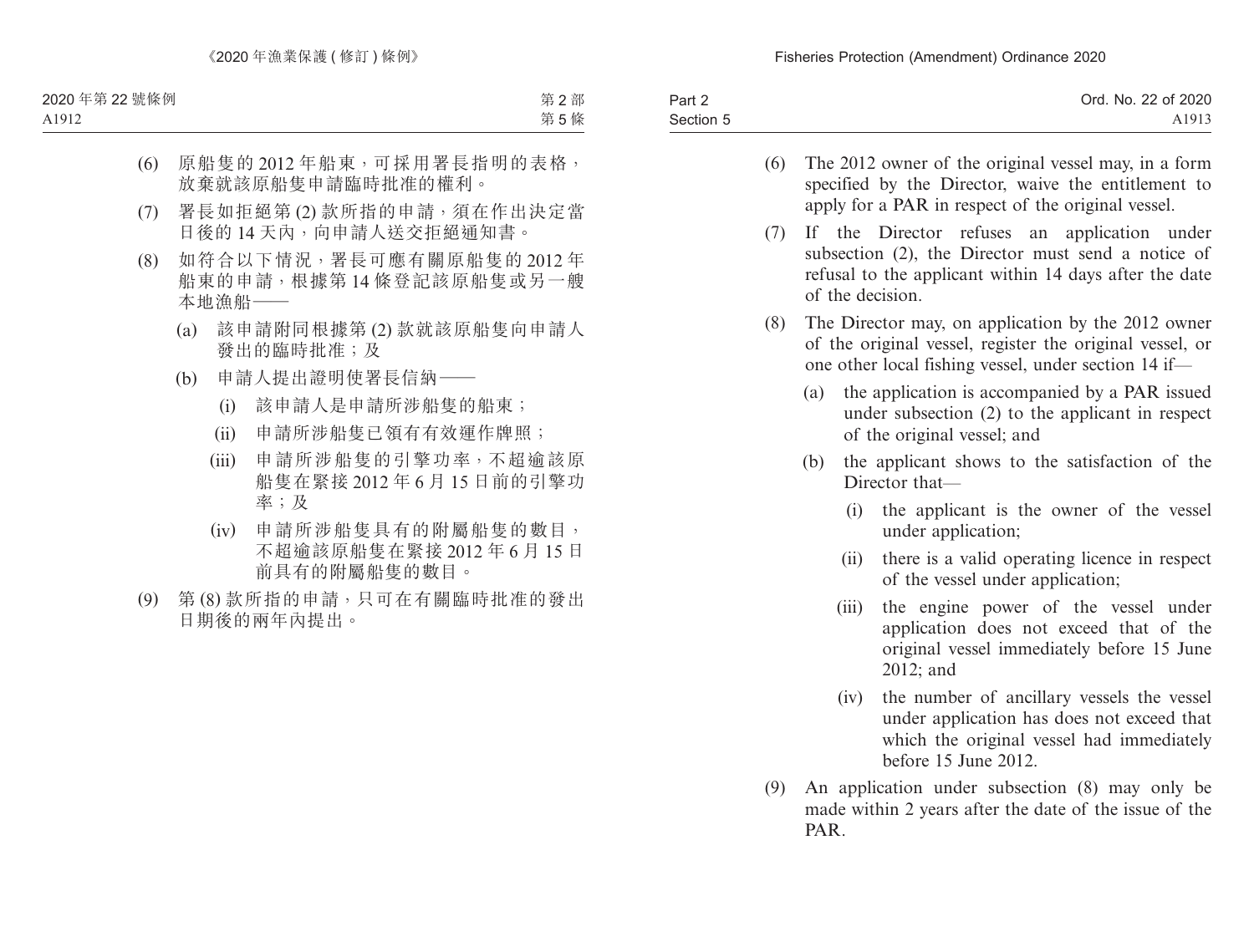(6) 原船隻的 2012 年船東，可採用署長指明的表格，放棄就該原船隻申請臨時批准的權利。

(7) 署長如拒絕第 (2) 款所指的申請，須在作出決定當日後的 14 天內，向申請人送交拒絕通知書。

(8) 如符合以下情況，署長可應有關原船隻的 2012 年船東的申請，根據第 14 條登記該原船隻或另一艘本地漁船——

 (a) 該申請附同根據第 (2) 款就該原船隻向申請人發出的臨時批准；及

 (b) 申請人提出證明使署長信納——

  (i) 該申請人是申請所涉船隻的船東；

  (ii) 申請所涉船隻已領有有效運作牌照；

  (iii) 申請所涉船隻的引擎功率，不超逾該原船隻在緊接 2012 年 6 月 15 日前的引擎功率；及

  (iv) 申請所涉船隻具有的附屬船隻的數目，不超逾該原船隻在緊接 2012 年 6 月 15 日前具有的附屬船隻的數目。

(9) 第 (8) 款所指的申請，只可在有關臨時批准的發出日期後的兩年內提出。

(6) The 2012 owner of the original vessel may, in a form specified by the Director, waive the entitlement to apply for a PAR in respect of the original vessel.

(7) If the Director refuses an application under subsection (2), the Director must send a notice of refusal to the applicant within 14 days after the date of the decision.

(8) The Director may, on application by the 2012 owner of the original vessel, register the original vessel, or one other local fishing vessel, under section 14 if—

 (a) the application is accompanied by a PAR issued under subsection (2) to the applicant in respect of the original vessel; and

 (b) the applicant shows to the satisfaction of the Director that—

  (i) the applicant is the owner of the vessel under application;

  (ii) there is a valid operating licence in respect of the vessel under application;

  (iii) the engine power of the vessel under application does not exceed that of the original vessel immediately before 15 June 2012; and

  (iv) the number of ancillary vessels the vessel under application has does not exceed that which the original vessel had immediately before 15 June 2012.

(9) An application under subsection (8) may only be made within 2 years after the date of the issue of the PAR.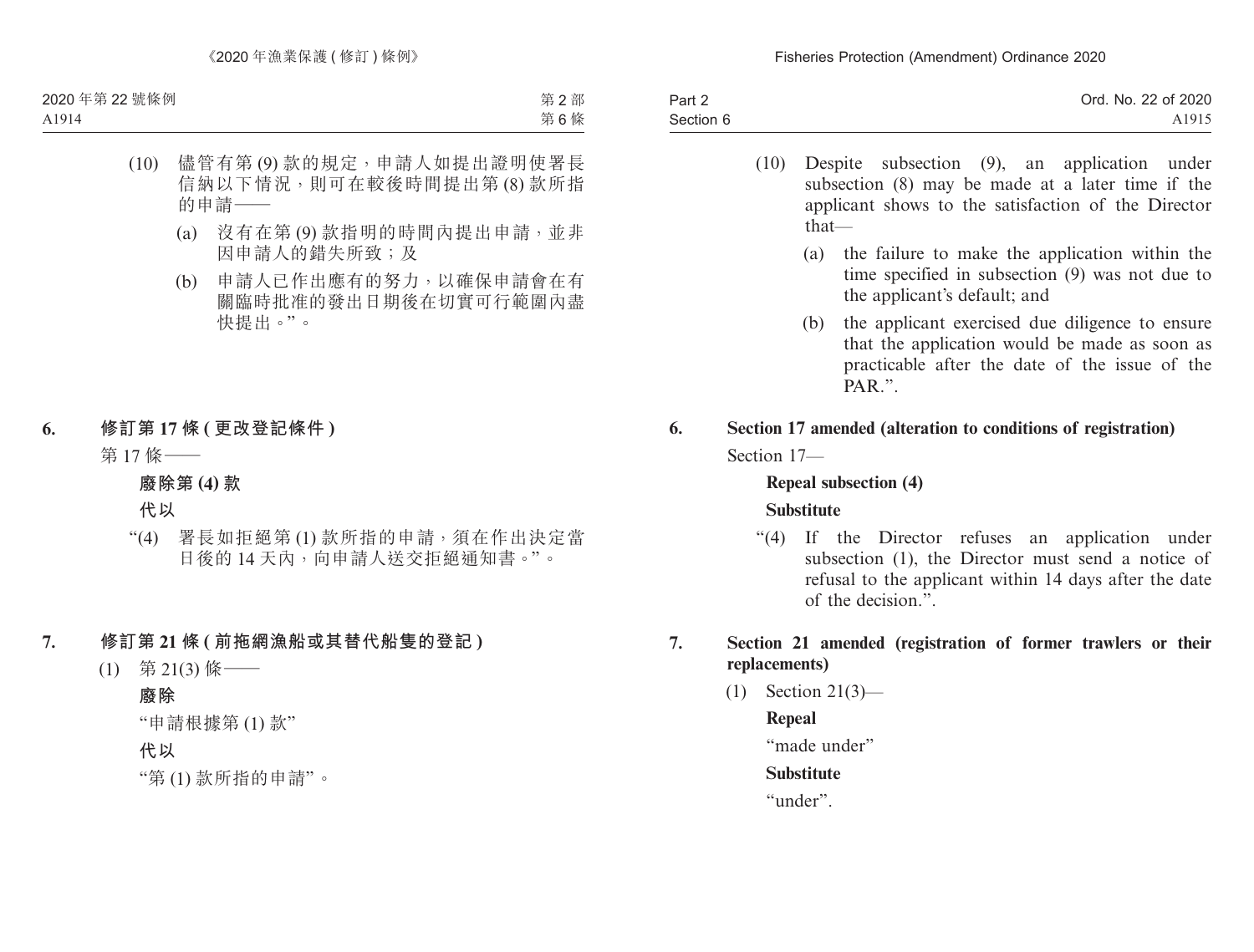(10) 儘管有第 (9) 款的規定，申請人如提出證明使署長信納以下情況，則可在較後時間提出第 (8) 款所指的申請——

(a) 沒有在第 (9) 款指明的時間內提出申請，並非因申請人的錯失所致；及

(b) 申請人已作出應有的努力，以確保申請會在有關臨時批准的發出日期後在切實可行範圍內盡快提出。”。

**6. 修訂第 17 條 (更改登記條件)**

第 17 條——

**廢除第 (4) 款**

**代以**

“(4) 署長如拒絕第 (1) 款所指的申請，須在作出決定當日後的 14 天內，向申請人送交拒絕通知書。”。

**7. 修訂第 21 條 (前拖網漁船或其替代船隻的登記)**

(1) 第 21(3) 條——

**廢除**

“申請根據第 (1) 款”

**代以**

“第 (1) 款所指的申請”。

(10) Despite subsection (9), an application under subsection (8) may be made at a later time if the applicant shows to the satisfaction of the Director that—

(a) the failure to make the application within the time specified in subsection (9) was not due to the applicant's default; and

(b) the applicant exercised due diligence to ensure that the application would be made as soon as practicable after the date of the issue of the PAR.”.

**6. Section 17 amended (alteration to conditions of registration)**

Section 17—

**Repeal subsection (4)**

**Substitute**

“(4) If the Director refuses an application under subsection (1), the Director must send a notice of refusal to the applicant within 14 days after the date of the decision.”.

**7. Section 21 amended (registration of former trawlers or their replacements)**

(1) Section 21(3)—

**Repeal**

“made under”

**Substitute**

“under”.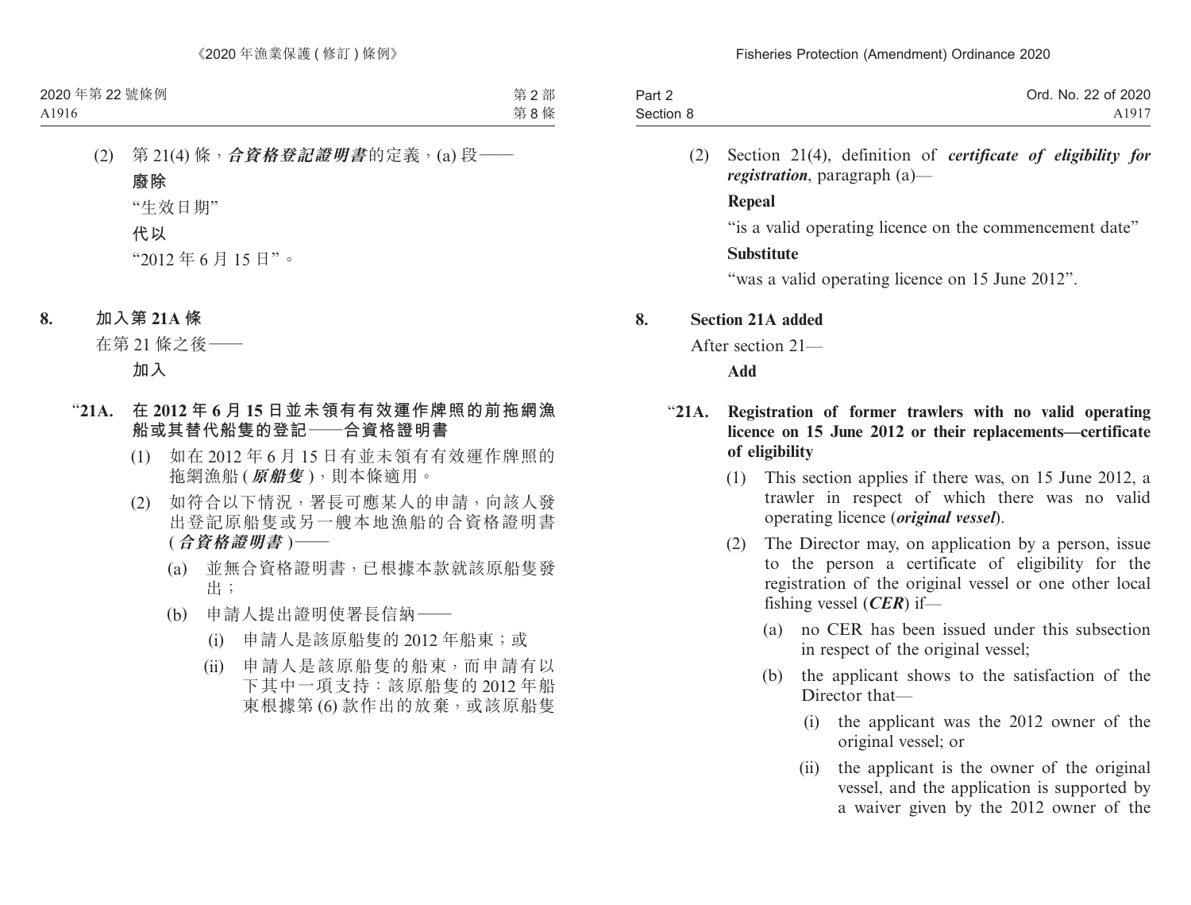(2) 第 21(4) 條，***合資格登記證明書***的定義，(a) 段——

**廢除**

“生效日期”

**代以**

“2012 年 6 月 15 日”。

## 8. 加入第 21A 條

在第 21 條之後——

**加入**

### “21A. 在 2012 年 6 月 15 日並未領有有效運作牌照的前拖網漁船或其替代船隻的登記——合資格證明書

(1) 如在 2012 年 6 月 15 日有並未領有有效運作牌照的拖網漁船 (***原船隻***)，則本條適用。

(2) 如符合以下情況，署長可應某人的申請，向該人發出登記原船隻或另一艘本地漁船的合資格證明書 (***合資格證明書***)——

(a) 並無合資格證明書，已根據本款就該原船隻發出；

(b) 申請人提出證明使署長信納——

(i) 申請人是該原船隻的 2012 年船東；或

(ii) 申請人是該原船隻的船東，而申請有以下其中一項支持：該原船隻的 2012 年船東根據第 (6) 款作出的放棄，或該原船隻

(2) Section 21(4), definition of ***certificate of eligibility for registration***, paragraph (a)—

**Repeal**

“is a valid operating licence on the commencement date”

**Substitute**

“was a valid operating licence on 15 June 2012”.

## 8. Section 21A added

After section 21—

**Add**

### “21A. Registration of former trawlers with no valid operating licence on 15 June 2012 or their replacements—certificate of eligibility

(1) This section applies if there was, on 15 June 2012, a trawler in respect of which there was no valid operating licence (***original vessel***).

(2) The Director may, on application by a person, issue to the person a certificate of eligibility for the registration of the original vessel or one other local fishing vessel (***CER***) if—

(a) no CER has been issued under this subsection in respect of the original vessel;

(b) the applicant shows to the satisfaction of the Director that—

(i) the applicant was the 2012 owner of the original vessel; or

(ii) the applicant is the owner of the original vessel, and the application is supported by a waiver given by the 2012 owner of the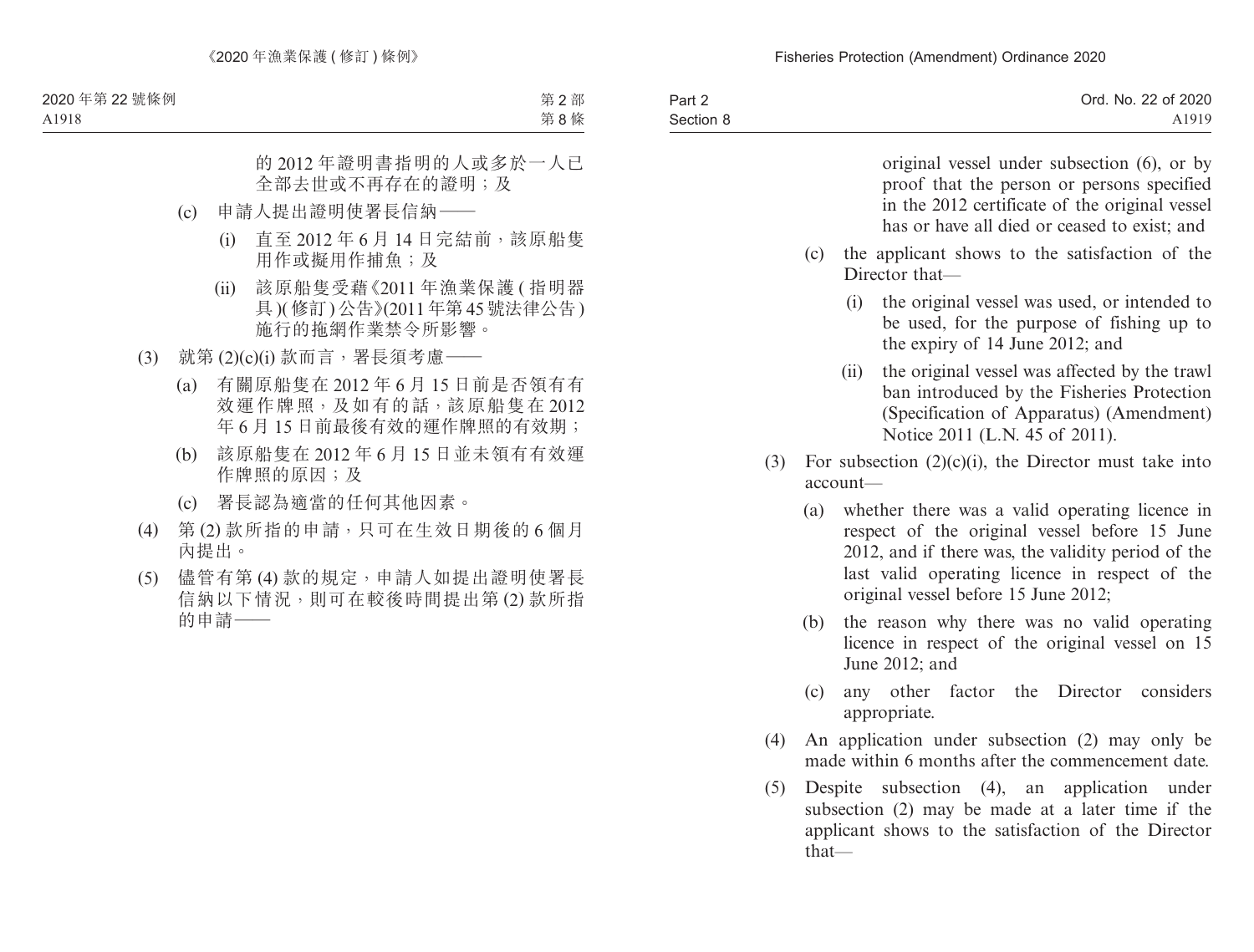的 2012 年證明書指明的人或多於一人已全部去世或不再存在的證明；及

(c) 申請人提出證明使署長信納——

(i) 直至 2012 年 6 月 14 日完結前，該原船隻用作或擬用作捕魚；及

(ii) 該原船隻受藉《2011 年漁業保護 (指明器具)(修訂) 公告》(2011 年第 45 號法律公告) 施行的拖網作業禁令所影響。

(3) 就第 (2)(c)(i) 款而言，署長須考慮——

(a) 有關原船隻在 2012 年 6 月 15 日前是否領有有效運作牌照，及如有的話，該原船隻在 2012 年 6 月 15 日前最後有效的運作牌照的有效期；

(b) 該原船隻在 2012 年 6 月 15 日並未領有有效運作牌照的原因；及

(c) 署長認為適當的任何其他因素。

(4) 第 (2) 款所指的申請，只可在生效日期後的 6 個月內提出。

(5) 儘管有第 (4) 款的規定，申請人如提出證明使署長信納以下情況，則可在較後時間提出第 (2) 款所指的申請——

original vessel under subsection (6), or by proof that the person or persons specified in the 2012 certificate of the original vessel has or have all died or ceased to exist; and

(c) the applicant shows to the satisfaction of the Director that—

(i) the original vessel was used, or intended to be used, for the purpose of fishing up to the expiry of 14 June 2012; and

(ii) the original vessel was affected by the trawl ban introduced by the Fisheries Protection (Specification of Apparatus) (Amendment) Notice 2011 (L.N. 45 of 2011).

(3) For subsection (2)(c)(i), the Director must take into account—

(a) whether there was a valid operating licence in respect of the original vessel before 15 June 2012, and if there was, the validity period of the last valid operating licence in respect of the original vessel before 15 June 2012;

(b) the reason why there was no valid operating licence in respect of the original vessel on 15 June 2012; and

(c) any other factor the Director considers appropriate.

(4) An application under subsection (2) may only be made within 6 months after the commencement date.

(5) Despite subsection (4), an application under subsection (2) may be made at a later time if the applicant shows to the satisfaction of the Director that—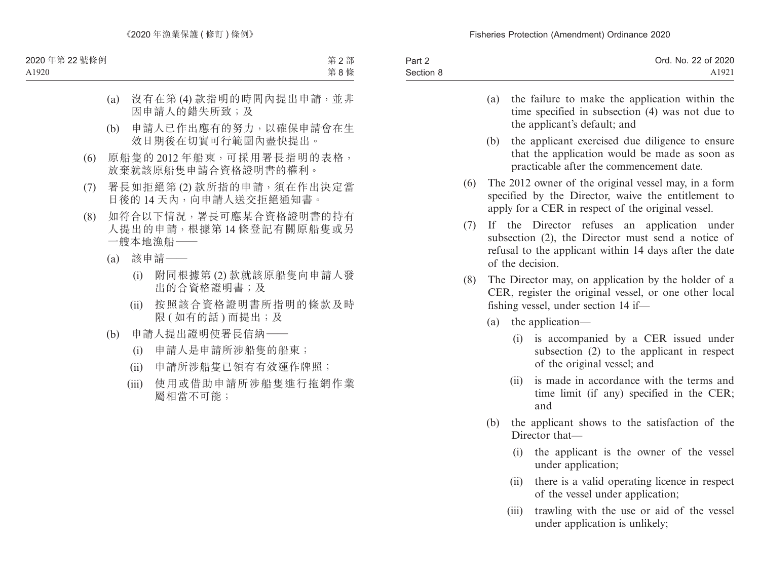(a) 沒有在第 (4) 款指明的時間內提出申請，並非因申請人的錯失所致；及

(b) 申請人已作出應有的努力，以確保申請會在生效日期後在切實可行範圍內盡快提出。

(6) 原船隻的 2012 年船東，可採用署長指明的表格，放棄就該原船隻申請合資格證明書的權利。

(7) 署長如拒絕第 (2) 款所指的申請，須在作出決定當日後的 14 天內，向申請人送交拒絕通知書。

(8) 如符合以下情況，署長可應某合資格證明書的持有人提出的申請，根據第 14 條登記有關原船隻或另一艘本地漁船——

(a) 該申請——

(i) 附同根據第 (2) 款就該原船隻向申請人發出的合資格證明書；及

(ii) 按照該合資格證明書所指明的條款及時限 (如有的話) 而提出；及

(b) 申請人提出證明使署長信納——

(i) 申請人是申請所涉船隻的船東；

(ii) 申請所涉船隻已領有有效運作牌照；

(iii) 使用或借助申請所涉船隻進行拖網作業屬相當不可能；

(a) the failure to make the application within the time specified in subsection (4) was not due to the applicant's default; and

(b) the applicant exercised due diligence to ensure that the application would be made as soon as practicable after the commencement date.

(6) The 2012 owner of the original vessel may, in a form specified by the Director, waive the entitlement to apply for a CER in respect of the original vessel.

(7) If the Director refuses an application under subsection (2), the Director must send a notice of refusal to the applicant within 14 days after the date of the decision.

(8) The Director may, on application by the holder of a CER, register the original vessel, or one other local fishing vessel, under section 14 if—

(a) the application—

(i) is accompanied by a CER issued under subsection (2) to the applicant in respect of the original vessel; and

(ii) is made in accordance with the terms and time limit (if any) specified in the CER; and

(b) the applicant shows to the satisfaction of the Director that—

(i) the applicant is the owner of the vessel under application;

(ii) there is a valid operating licence in respect of the vessel under application;

(iii) trawling with the use or aid of the vessel under application is unlikely;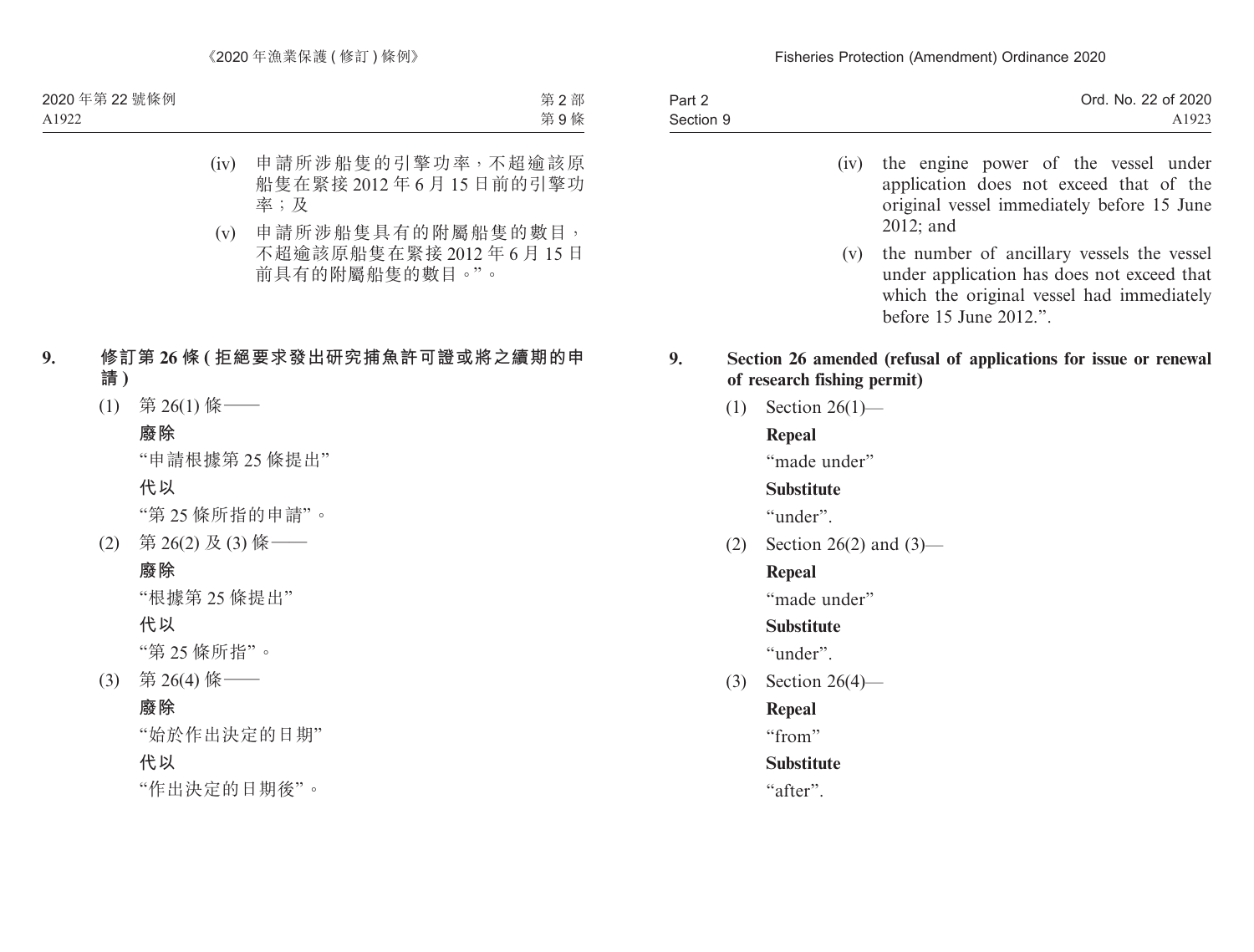(iv) 申請所涉船隻的引擎功率，不超逾該原船隻在緊接 2012 年 6 月 15 日前的引擎功率；及

(v) 申請所涉船隻具有的附屬船隻的數目，不超逾該原船隻在緊接 2012 年 6 月 15 日前具有的附屬船隻的數目。”。

**9. 修訂第 26 條 (拒絕要求發出研究捕魚許可證或將之續期的申請)**

(1) 第 26(1) 條——

**廢除**

“申請根據第 25 條提出”

**代以**

“第 25 條所指的申請”。

(2) 第 26(2) 及 (3) 條——

**廢除**

“根據第 25 條提出”

**代以**

“第 25 條所指”。

(3) 第 26(4) 條——

**廢除**

“始於作出決定的日期”

**代以**

“作出決定的日期後”。

(iv) the engine power of the vessel under application does not exceed that of the original vessel immediately before 15 June 2012; and

(v) the number of ancillary vessels the vessel under application has does not exceed that which the original vessel had immediately before 15 June 2012.”.

**9. Section 26 amended (refusal of applications for issue or renewal of research fishing permit)**

(1) Section 26(1)—

**Repeal**

“made under”

**Substitute**

“under”.

(2) Section 26(2) and (3)—

**Repeal**

“made under”

**Substitute**

“under”.

(3) Section 26(4)—

**Repeal**

“from”

**Substitute**

“after”.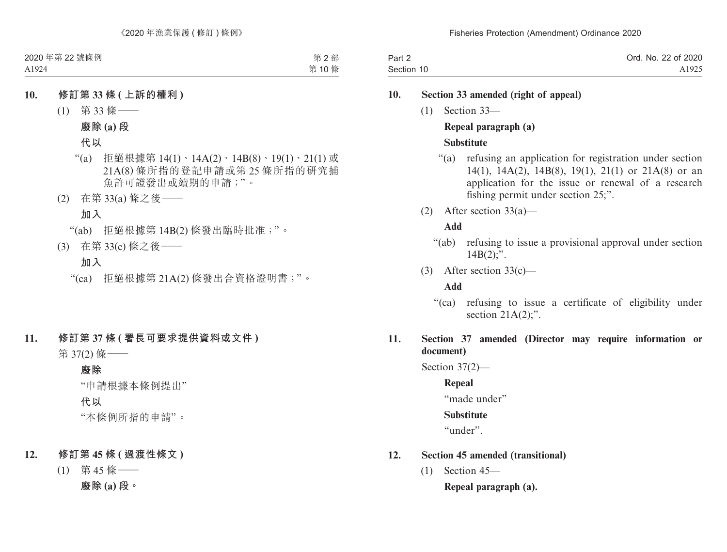**10. 修訂第 33 條 (上訴的權利)**

(1) 第 33 條——

**廢除 (a) 段**

**代以**

“(a) 拒絕根據第 14(1)、14A(2)、14B(8)、19(1)、21(1) 或 21A(8) 條所指的登記申請或第 25 條所指的研究捕魚許可證發出或續期的申請;”。

(2) 在第 33(a) 條之後——

**加入**

“(ab) 拒絕根據第 14B(2) 條發出臨時批准;”。

(3) 在第 33(c) 條之後——

**加入**

“(ca) 拒絕根據第 21A(2) 條發出合資格證明書;”。

**11. 修訂第 37 條 (署長可要求提供資料或文件)**

第 37(2) 條——

**廢除**

“申請根據本條例提出”

**代以**

“本條例所指的申請”。

**12. 修訂第 45 條 (過渡性條文)**

(1) 第 45 條——

**廢除 (a) 段。**

**10. Section 33 amended (right of appeal)**

(1) Section 33—

**Repeal paragraph (a)**

**Substitute**

“(a) refusing an application for registration under section 14(1), 14A(2), 14B(8), 19(1), 21(1) or 21A(8) or an application for the issue or renewal of a research fishing permit under section 25;”.

(2) After section 33(a)—

**Add**

“(ab) refusing to issue a provisional approval under section 14B(2);”.

(3) After section 33(c)—

**Add**

“(ca) refusing to issue a certificate of eligibility under section 21A(2);”.

**11. Section 37 amended (Director may require information or document)**

Section 37(2)—

**Repeal**

“made under”

**Substitute**

“under”.

**12. Section 45 amended (transitional)**

(1) Section 45—

**Repeal paragraph (a).**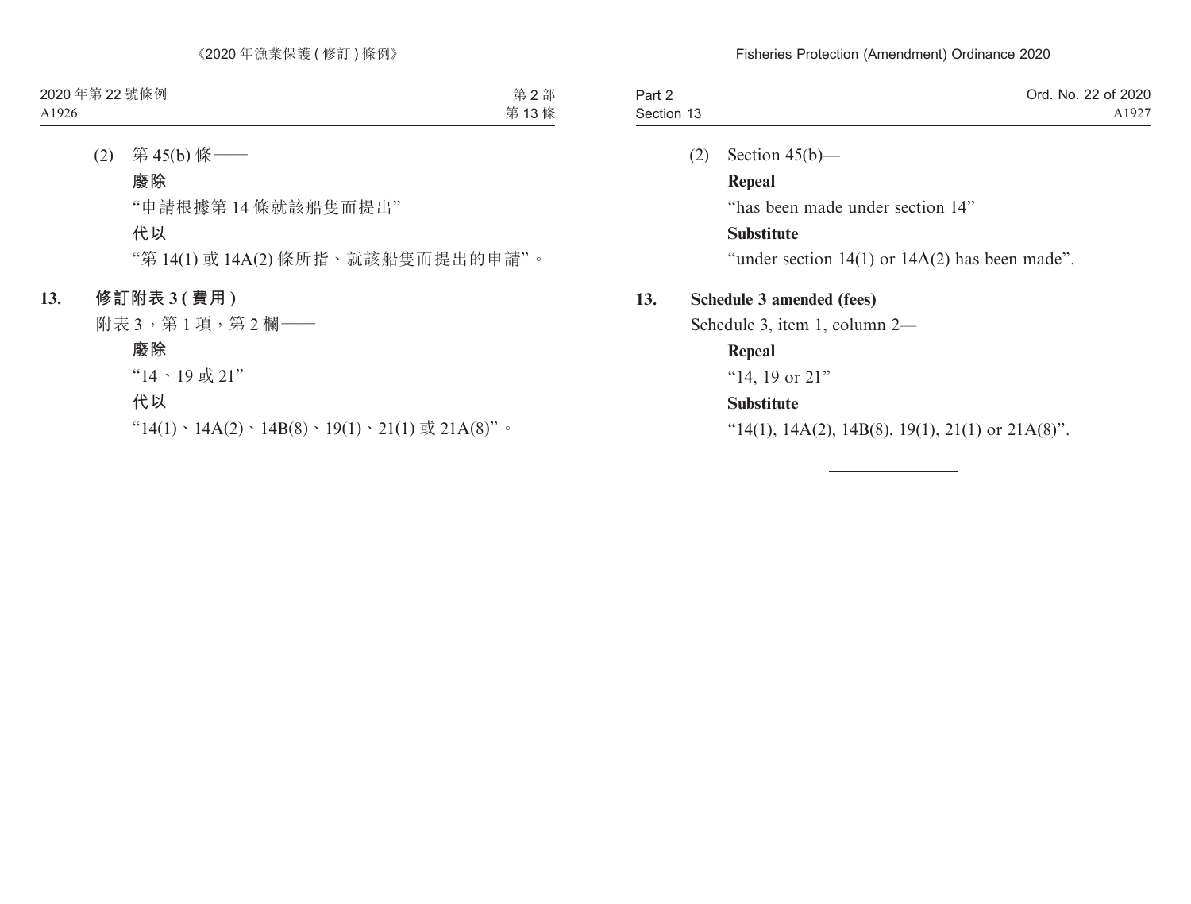(2) 第 45(b) 條——

**廢除**

“申請根據第 14 條就該船隻而提出”

**代以**

“第 14(1) 或 14A(2) 條所指、就該船隻而提出的申請”。

**13. 修訂附表 3 ( 費用 )**

附表 3，第 1 項，第 2 欄——

**廢除**

“14、19 或 21”

**代以**

“14(1)、14A(2)、14B(8)、19(1)、21(1) 或 21A(8)”。

---

(2) Section 45(b)—

**Repeal**

“has been made under section 14”

**Substitute**

“under section 14(1) or 14A(2) has been made”.

**13. Schedule 3 amended (fees)**

Schedule 3, item 1, column 2—

**Repeal**

“14, 19 or 21”

**Substitute**

“14(1), 14A(2), 14B(8), 19(1), 21(1) or 21A(8)”.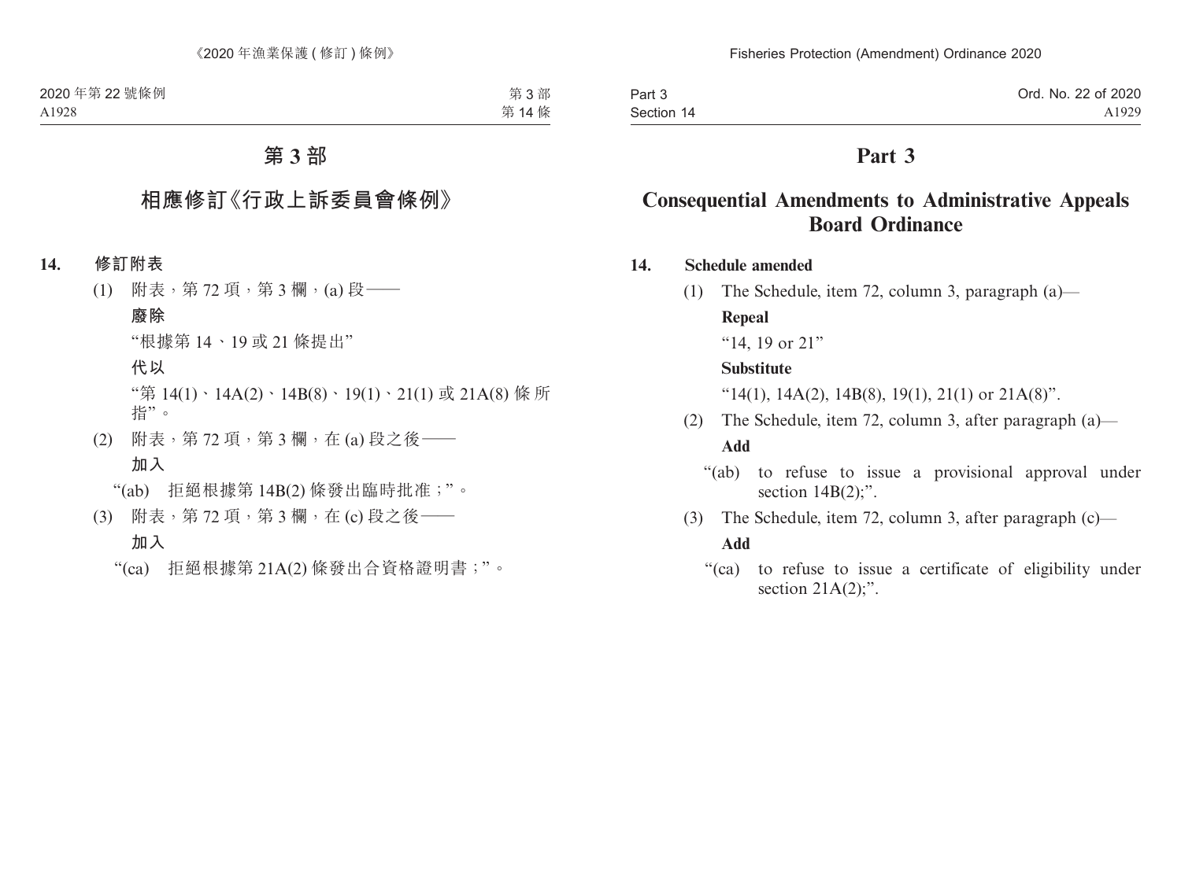# 第 3 部

## 相應修訂《行政上訴委員會條例》

### 14. 修訂附表

(1) 附表，第 72 項，第 3 欄，(a) 段——

**廢除**

“根據第 14、19 或 21 條提出”

**代以**

“第 14(1)、14A(2)、14B(8)、19(1)、21(1) 或 21A(8) 條所指”。

(2) 附表，第 72 項，第 3 欄，在 (a) 段之後——

**加入**

“(ab) 拒絕根據第 14B(2) 條發出臨時批准；”。

(3) 附表，第 72 項，第 3 欄，在 (c) 段之後——

**加入**

“(ca) 拒絕根據第 21A(2) 條發出合資格證明書；”。

# Part 3

## Consequential Amendments to Administrative Appeals Board Ordinance

### 14. Schedule amended

(1) The Schedule, item 72, column 3, paragraph (a)—

**Repeal**

“14, 19 or 21”

**Substitute**

“14(1), 14A(2), 14B(8), 19(1), 21(1) or 21A(8)”.

(2) The Schedule, item 72, column 3, after paragraph (a)—

**Add**

“(ab) to refuse to issue a provisional approval under section 14B(2);”.

(3) The Schedule, item 72, column 3, after paragraph (c)—

**Add**

“(ca) to refuse to issue a certificate of eligibility under section 21A(2);”.